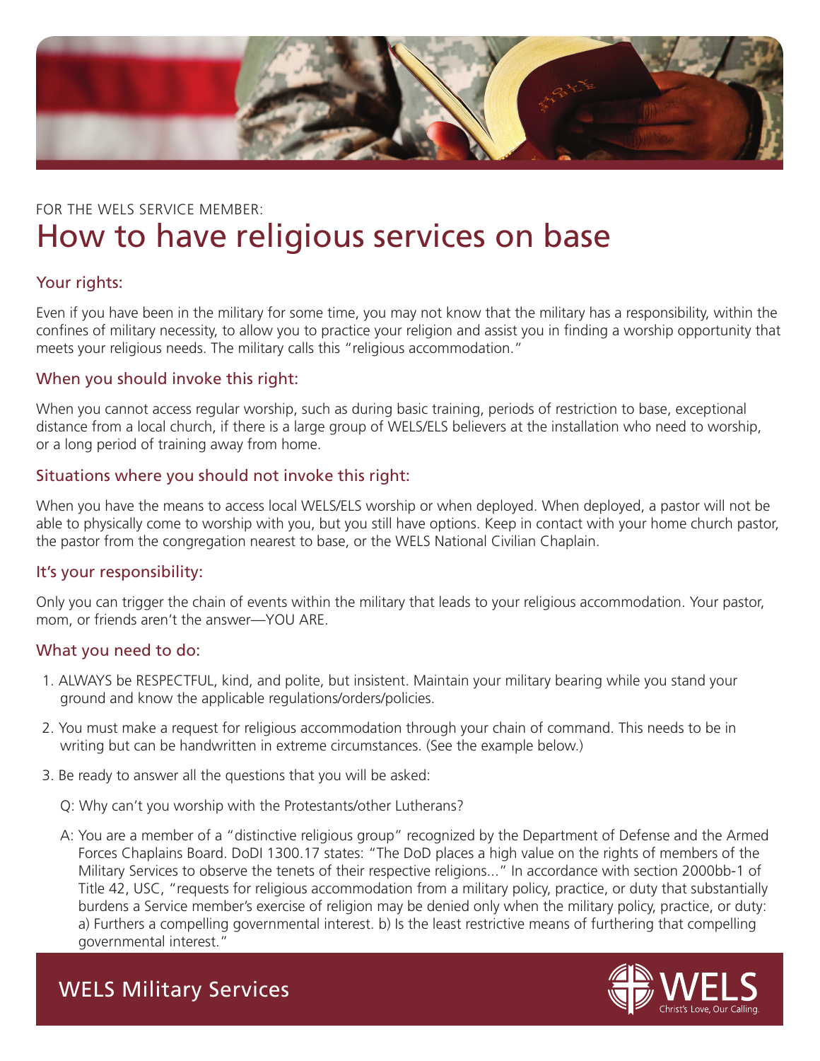FOR THE WELS SERVICE MEMBER:

# How to have religious services on base

## Your rights:

Even if you have been in the military for some time, you may not know that the military has a responsibility, within the confines of military necessity, to allow you to practice your religion and assist you in finding a worship opportunity that meets your religious needs. The military calls this "religious accommodation."

## When you should invoke this right:

When you cannot access regular worship, such as during basic training, periods of restriction to base, exceptional distance from a local church, if there is a large group of WELS/ELS believers at the installation who need to worship, or a long period of training away from home.

## Situations where you should not invoke this right:

When you have the means to access local WELS/ELS worship or when deployed. When deployed, a pastor will not be able to physically come to worship with you, but you still have options. Keep in contact with your home church pastor, the pastor from the congregation nearest to base, or the WELS National Civilian Chaplain.

## It's your responsibility:

Only you can trigger the chain of events within the military that leads to your religious accommodation. Your pastor, mom, or friends aren't the answer—YOU ARE.

## What you need to do:

1. ALWAYS be RESPECTFUL, kind, and polite, but insistent. Maintain your military bearing while you stand your ground and know the applicable regulations/orders/policies.
2. You must make a request for religious accommodation through your chain of command. This needs to be in writing but can be handwritten in extreme circumstances. (See the example below.)
3. Be ready to answer all the questions that you will be asked:

   Q: Why can't you worship with the Protestants/other Lutherans?

   A: You are a member of a "distinctive religious group" recognized by the Department of Defense and the Armed Forces Chaplains Board. DoDI 1300.17 states: "The DoD places a high value on the rights of members of the Military Services to observe the tenets of their respective religions..." In accordance with section 2000bb-1 of Title 42, USC, "requests for religious accommodation from a military policy, practice, or duty that substantially burdens a Service member's exercise of religion may be denied only when the military policy, practice, or duty: a) Furthers a compelling governmental interest. b) Is the least restrictive means of furthering that compelling governmental interest."

WELS Military Services

WELS Christ's Love, Our Calling.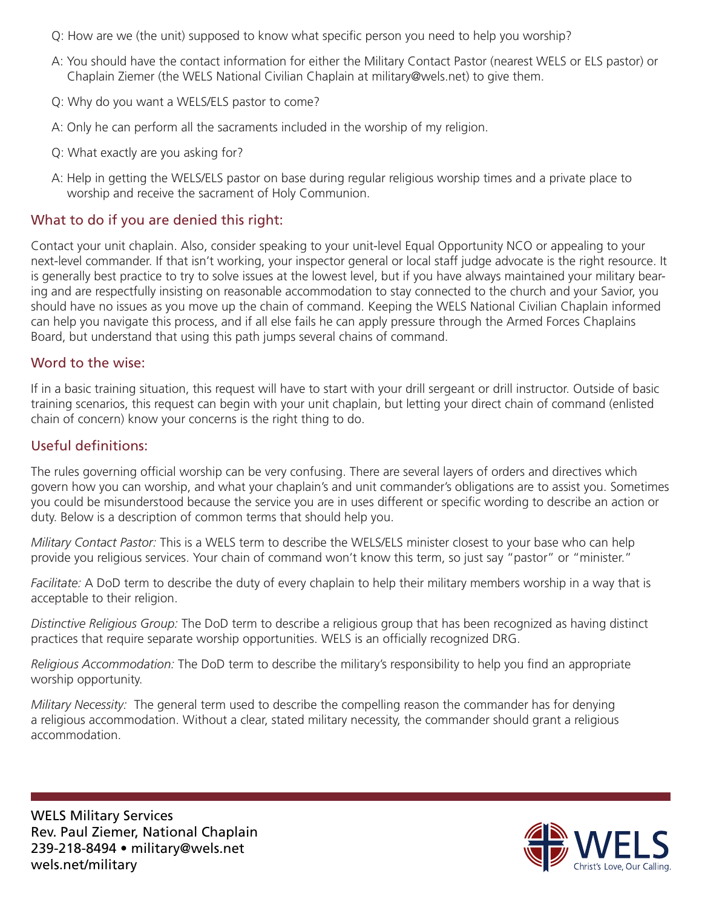Q: How are we (the unit) supposed to know what specific person you need to help you worship?

A: You should have the contact information for either the Military Contact Pastor (nearest WELS or ELS pastor) or Chaplain Ziemer (the WELS National Civilian Chaplain at military@wels.net) to give them.

Q: Why do you want a WELS/ELS pastor to come?

A: Only he can perform all the sacraments included in the worship of my religion.

Q: What exactly are you asking for?

A: Help in getting the WELS/ELS pastor on base during regular religious worship times and a private place to worship and receive the sacrament of Holy Communion.

## What to do if you are denied this right:

Contact your unit chaplain. Also, consider speaking to your unit-level Equal Opportunity NCO or appealing to your next-level commander. If that isn't working, your inspector general or local staff judge advocate is the right resource. It is generally best practice to try to solve issues at the lowest level, but if you have always maintained your military bearing and are respectfully insisting on reasonable accommodation to stay connected to the church and your Savior, you should have no issues as you move up the chain of command. Keeping the WELS National Civilian Chaplain informed can help you navigate this process, and if all else fails he can apply pressure through the Armed Forces Chaplains Board, but understand that using this path jumps several chains of command.

## Word to the wise:

If in a basic training situation, this request will have to start with your drill sergeant or drill instructor. Outside of basic training scenarios, this request can begin with your unit chaplain, but letting your direct chain of command (enlisted chain of concern) know your concerns is the right thing to do.

## Useful definitions:

The rules governing official worship can be very confusing. There are several layers of orders and directives which govern how you can worship, and what your chaplain's and unit commander's obligations are to assist you. Sometimes you could be misunderstood because the service you are in uses different or specific wording to describe an action or duty. Below is a description of common terms that should help you.

*Military Contact Pastor:* This is a WELS term to describe the WELS/ELS minister closest to your base who can help provide you religious services. Your chain of command won't know this term, so just say "pastor" or "minister."

*Facilitate:* A DoD term to describe the duty of every chaplain to help their military members worship in a way that is acceptable to their religion.

*Distinctive Religious Group:* The DoD term to describe a religious group that has been recognized as having distinct practices that require separate worship opportunities. WELS is an officially recognized DRG.

*Religious Accommodation:* The DoD term to describe the military's responsibility to help you find an appropriate worship opportunity.

*Military Necessity:* The general term used to describe the compelling reason the commander has for denying a religious accommodation. Without a clear, stated military necessity, the commander should grant a religious accommodation.

WELS Military Services
Rev. Paul Ziemer, National Chaplain
239-218-8494 • military@wels.net
wels.net/military

WELS
Christ's Love, Our Calling.